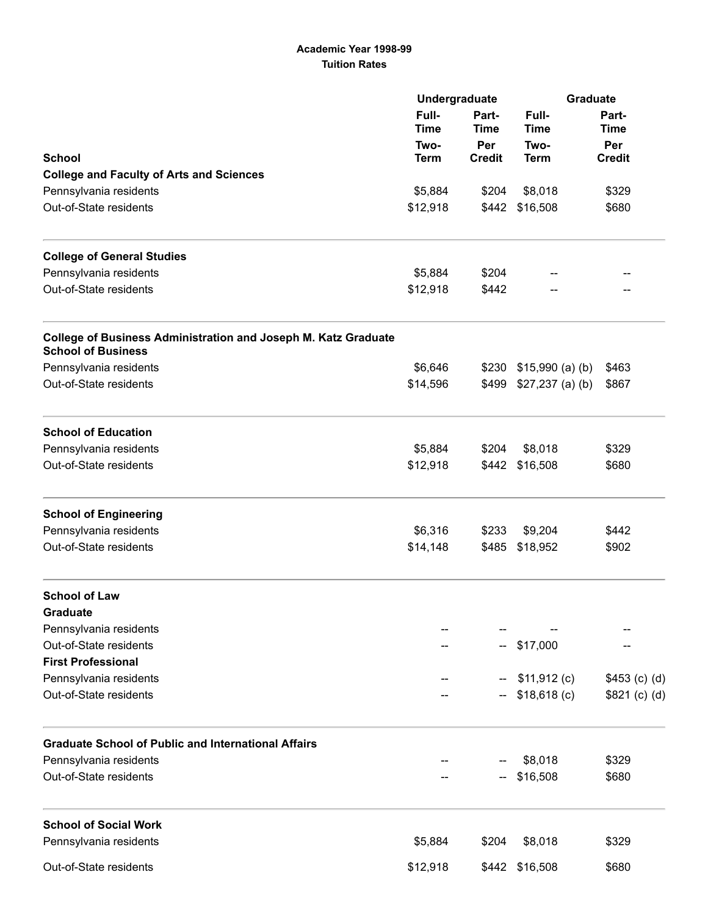**Academic Year 1998-99**
**Tuition Rates**

| School | Undergraduate | | Graduate | |
|---|---|---|---|---|
| | Full-Time | Part-Time | Full-Time | Part-Time |
| | Two-Term | Per Credit | Two-Term | Per Credit |
| **College and Faculty of Arts and Sciences** | | | | |
| Pennsylvania residents | $5,884 | $204 | $8,018 | $329 |
| Out-of-State residents | $12,918 | $442 | $16,508 | $680 |
| **College of General Studies** | | | | |
| Pennsylvania residents | $5,884 | $204 | -- | -- |
| Out-of-State residents | $12,918 | $442 | -- | -- |
| **College of Business Administration and Joseph M. Katz Graduate School of Business** | | | | |
| Pennsylvania residents | $6,646 | $230 | $15,990 (a) (b) | $463 |
| Out-of-State residents | $14,596 | $499 | $27,237 (a) (b) | $867 |
| **School of Education** | | | | |
| Pennsylvania residents | $5,884 | $204 | $8,018 | $329 |
| Out-of-State residents | $12,918 | $442 | $16,508 | $680 |
| **School of Engineering** | | | | |
| Pennsylvania residents | $6,316 | $233 | $9,204 | $442 |
| Out-of-State residents | $14,148 | $485 | $18,952 | $902 |
| **School of Law** | | | | |
| **Graduate** | | | | |
| Pennsylvania residents | -- | -- | -- | -- |
| Out-of-State residents | -- | -- | $17,000 | -- |
| **First Professional** | | | | |
| Pennsylvania residents | -- | -- | $11,912 (c) | $453 (c) (d) |
| Out-of-State residents | -- | -- | $18,618 (c) | $821 (c) (d) |
| **Graduate School of Public and International Affairs** | | | | |
| Pennsylvania residents | -- | -- | $8,018 | $329 |
| Out-of-State residents | -- | -- | $16,508 | $680 |
| **School of Social Work** | | | | |
| Pennsylvania residents | $5,884 | $204 | $8,018 | $329 |
| Out-of-State residents | $12,918 | $442 | $16,508 | $680 |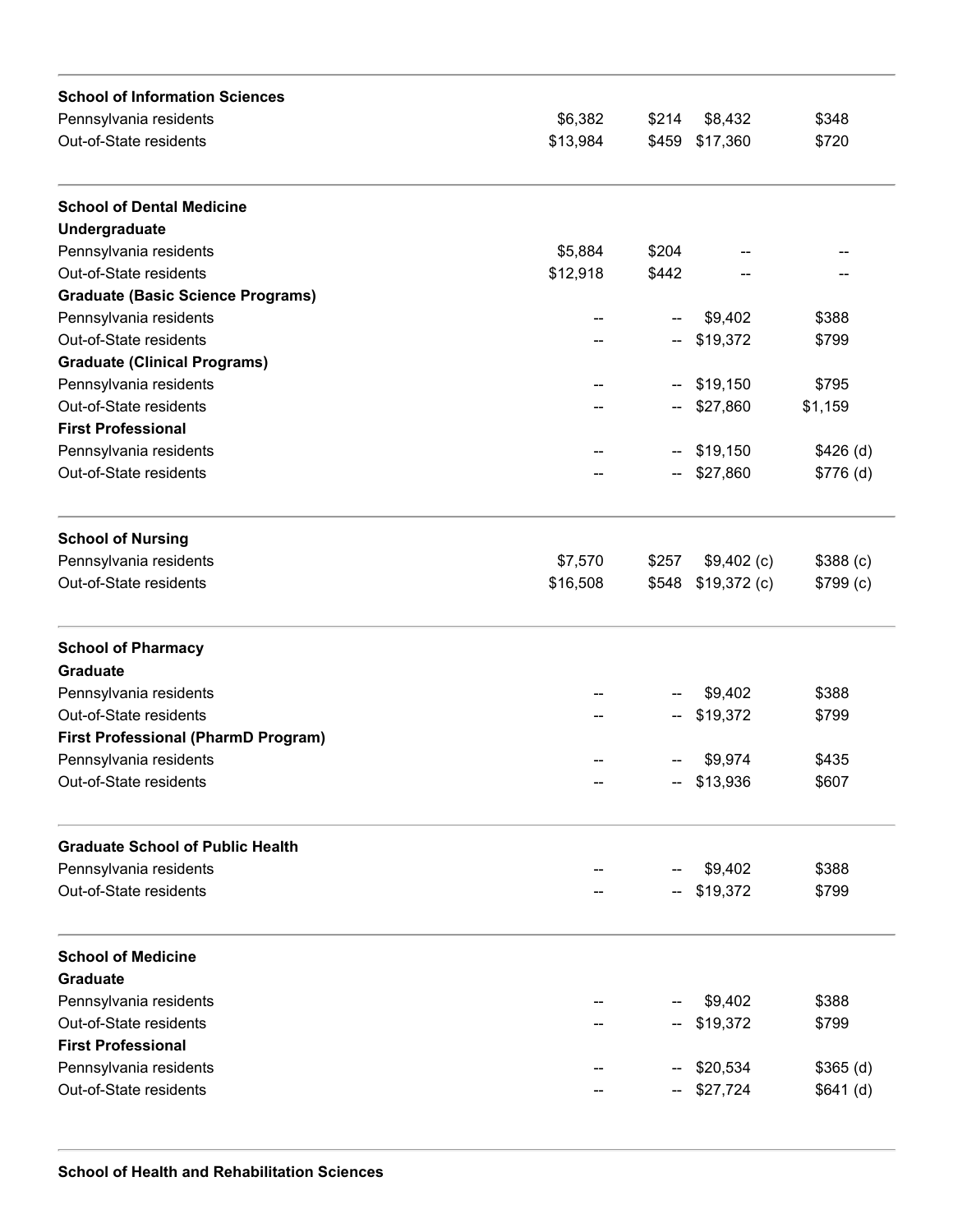| | | | | |
|---|---|---|---|---|
| **School of Information Sciences** | | | | |
| Pennsylvania residents | $6,382 | $214 | $8,432 | $348 |
| Out-of-State residents | $13,984 | $459 | $17,360 | $720 |
| **School of Dental Medicine** | | | | |
| **Undergraduate** | | | | |
| Pennsylvania residents | $5,884 | $204 | -- | -- |
| Out-of-State residents | $12,918 | $442 | -- | -- |
| **Graduate (Basic Science Programs)** | | | | |
| Pennsylvania residents | -- | -- | $9,402 | $388 |
| Out-of-State residents | -- | -- | $19,372 | $799 |
| **Graduate (Clinical Programs)** | | | | |
| Pennsylvania residents | -- | -- | $19,150 | $795 |
| Out-of-State residents | -- | -- | $27,860 | $1,159 |
| **First Professional** | | | | |
| Pennsylvania residents | -- | -- | $19,150 | $426 (d) |
| Out-of-State residents | -- | -- | $27,860 | $776 (d) |
| **School of Nursing** | | | | |
| Pennsylvania residents | $7,570 | $257 | $9,402 (c) | $388 (c) |
| Out-of-State residents | $16,508 | $548 | $19,372 (c) | $799 (c) |
| **School of Pharmacy** | | | | |
| **Graduate** | | | | |
| Pennsylvania residents | -- | -- | $9,402 | $388 |
| Out-of-State residents | -- | -- | $19,372 | $799 |
| **First Professional (PharmD Program)** | | | | |
| Pennsylvania residents | -- | -- | $9,974 | $435 |
| Out-of-State residents | -- | -- | $13,936 | $607 |
| **Graduate School of Public Health** | | | | |
| Pennsylvania residents | -- | -- | $9,402 | $388 |
| Out-of-State residents | -- | -- | $19,372 | $799 |
| **School of Medicine** | | | | |
| **Graduate** | | | | |
| Pennsylvania residents | -- | -- | $9,402 | $388 |
| Out-of-State residents | -- | -- | $19,372 | $799 |
| **First Professional** | | | | |
| Pennsylvania residents | -- | -- | $20,534 | $365 (d) |
| Out-of-State residents | -- | -- | $27,724 | $641 (d) |
| **School of Health and Rehabilitation Sciences** | | | | |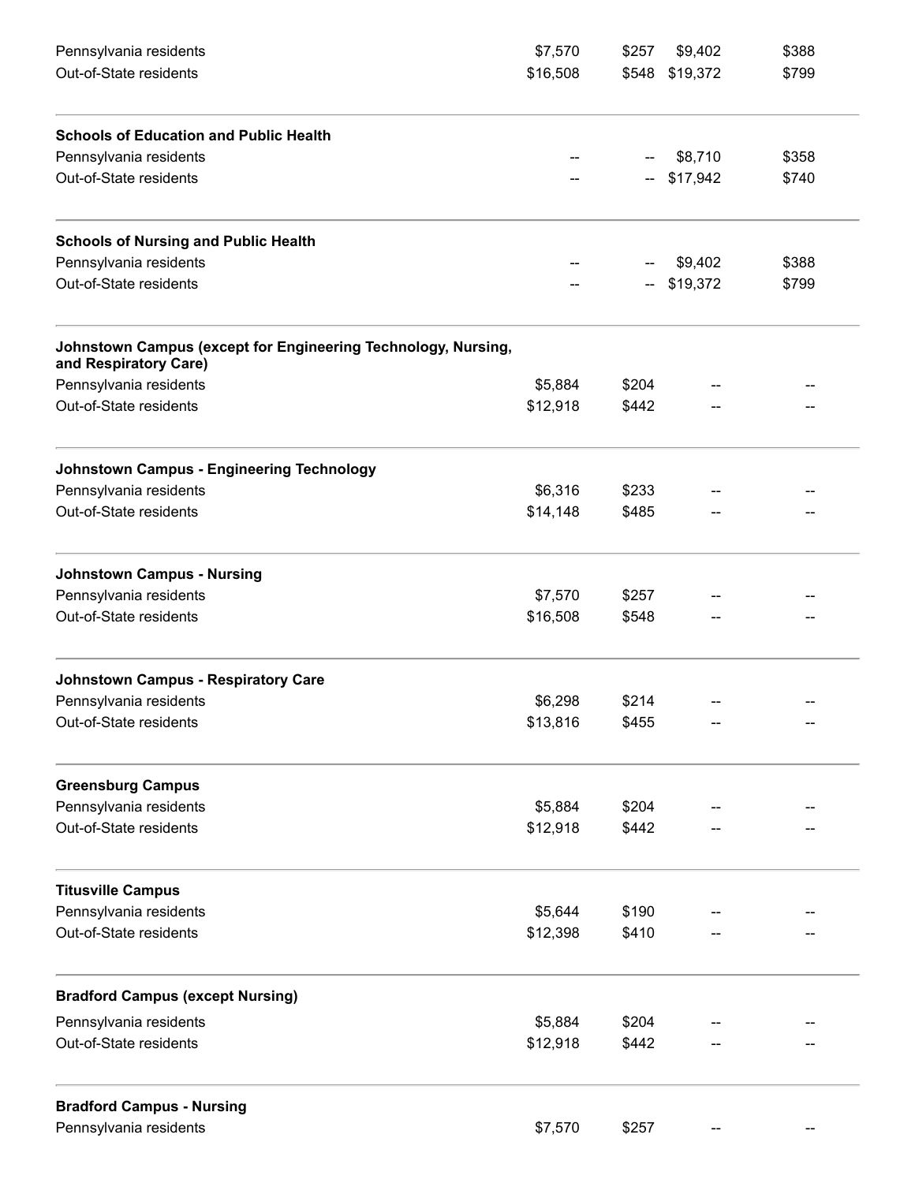| | | | | |
|---|---|---|---|---|
| Pennsylvania residents | $7,570 | $257 | $9,402 | $388 |
| Out-of-State residents | $16,508 | $548 | $19,372 | $799 |
| **Schools of Education and Public Health** | | | | |
| Pennsylvania residents | -- | -- | $8,710 | $358 |
| Out-of-State residents | -- | -- | $17,942 | $740 |
| **Schools of Nursing and Public Health** | | | | |
| Pennsylvania residents | -- | -- | $9,402 | $388 |
| Out-of-State residents | -- | -- | $19,372 | $799 |
| **Johnstown Campus (except for Engineering Technology, Nursing, and Respiratory Care)** | | | | |
| Pennsylvania residents | $5,884 | $204 | -- | -- |
| Out-of-State residents | $12,918 | $442 | -- | -- |
| **Johnstown Campus - Engineering Technology** | | | | |
| Pennsylvania residents | $6,316 | $233 | -- | -- |
| Out-of-State residents | $14,148 | $485 | -- | -- |
| **Johnstown Campus - Nursing** | | | | |
| Pennsylvania residents | $7,570 | $257 | -- | -- |
| Out-of-State residents | $16,508 | $548 | -- | -- |
| **Johnstown Campus - Respiratory Care** | | | | |
| Pennsylvania residents | $6,298 | $214 | -- | -- |
| Out-of-State residents | $13,816 | $455 | -- | -- |
| **Greensburg Campus** | | | | |
| Pennsylvania residents | $5,884 | $204 | -- | -- |
| Out-of-State residents | $12,918 | $442 | -- | -- |
| **Titusville Campus** | | | | |
| Pennsylvania residents | $5,644 | $190 | -- | -- |
| Out-of-State residents | $12,398 | $410 | -- | -- |
| **Bradford Campus (except Nursing)** | | | | |
| Pennsylvania residents | $5,884 | $204 | -- | -- |
| Out-of-State residents | $12,918 | $442 | -- | -- |
| **Bradford Campus - Nursing** | | | | |
| Pennsylvania residents | $7,570 | $257 | -- | -- |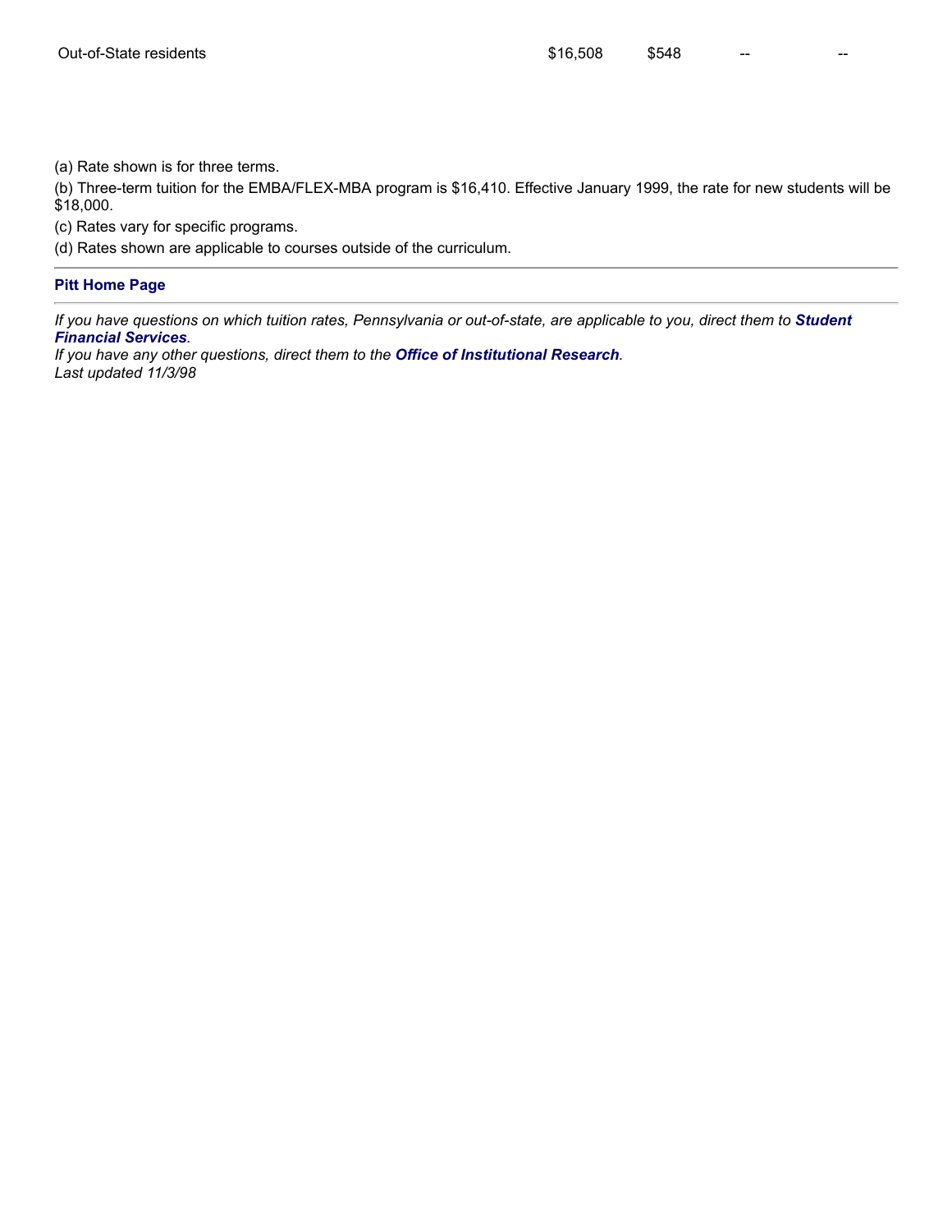| | | | | |
|---|---|---|---|---|
| Out-of-State residents | $16,508 | $548 | -- | -- |

(a) Rate shown is for three terms.

(b) Three-term tuition for the EMBA/FLEX-MBA program is $16,410. Effective January 1999, the rate for new students will be $18,000.

(c) Rates vary for specific programs.

(d) Rates shown are applicable to courses outside of the curriculum.

---

**Pitt Home Page**

---

*If you have questions on which tuition rates, Pennsylvania or out-of-state, are applicable to you, direct them to* ***Student Financial Services****.*
*If you have any other questions, direct them to the* ***Office of Institutional Research****.*
*Last updated 11/3/98*